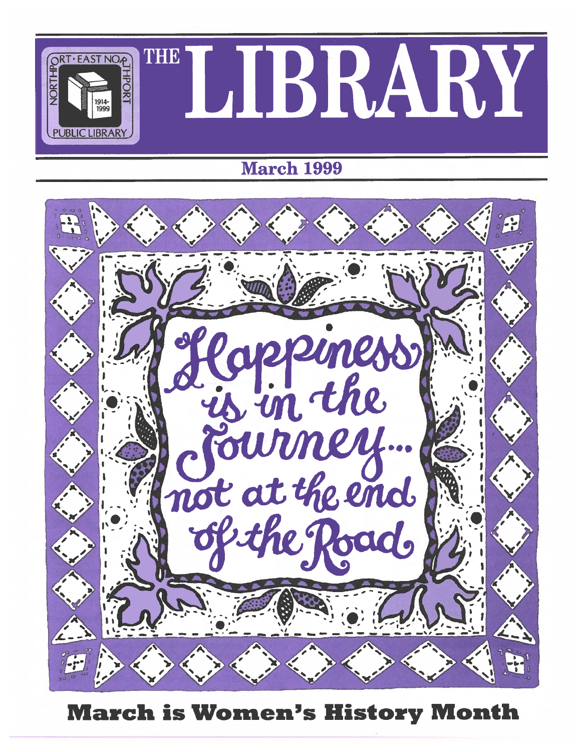NORTHPORT · EAST NORTHPORT PUBLIC LIBRARY 1914-1999

# THE LIBRARY

## March 1999

Happiness is in the Journey... not at the end of the Road

## March is Women's History Month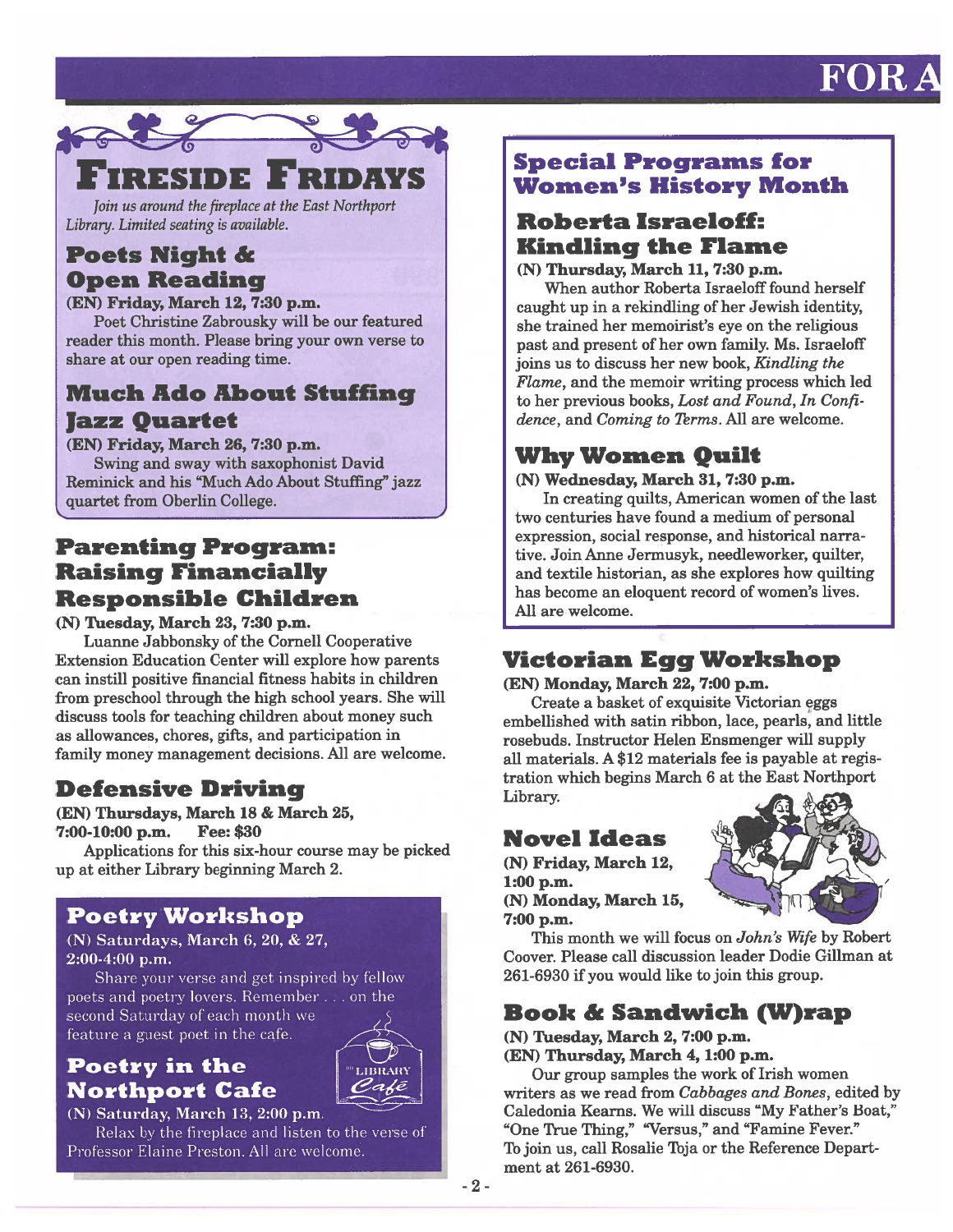# Fireside Fridays

*Join us around the fireplace at the East Northport Library. Limited seating is available.*

## Poets Night & Open Reading

**(EN) Friday, March 12, 7:30 p.m.**

Poet Christine Zabrousky will be our featured reader this month. Please bring your own verse to share at our open reading time.

## Much Ado About Stuffing Jazz Quartet

**(EN) Friday, March 26, 7:30 p.m.**

Swing and sway with saxophonist David Reminick and his "Much Ado About Stuffing" jazz quartet from Oberlin College.

## Parenting Program: Raising Financially Responsible Children

**(N) Tuesday, March 23, 7:30 p.m.**

Luanne Jabbonsky of the Cornell Cooperative Extension Education Center will explore how parents can instill positive financial fitness habits in children from preschool through the high school years. She will discuss tools for teaching children about money such as allowances, chores, gifts, and participation in family money management decisions. All are welcome.

## Defensive Driving

**(EN) Thursdays, March 18 & March 25, 7:00-10:00 p.m. Fee: $30**

Applications for this six-hour course may be picked up at either Library beginning March 2.

## Poetry Workshop

**(N) Saturdays, March 6, 20, & 27, 2:00-4:00 p.m.**

Share your verse and get inspired by fellow poets and poetry lovers. Remember . . . on the second Saturday of each month we feature a guest poet in the cafe.

## Poetry in the Northport Cafe

**(N) Saturday, March 13, 2:00 p.m.**

Relax by the fireplace and listen to the verse of Professor Elaine Preston. All are welcome.

# Special Programs for Women's History Month

## Roberta Israeloff: Kindling the Flame

**(N) Thursday, March 11, 7:30 p.m.**

When author Roberta Israeloff found herself caught up in a rekindling of her Jewish identity, she trained her memoirist's eye on the religious past and present of her own family. Ms. Israeloff joins us to discuss her new book, *Kindling the Flame*, and the memoir writing process which led to her previous books, *Lost and Found*, *In Confidence*, and *Coming to Terms*. All are welcome.

## Why Women Quilt

**(N) Wednesday, March 31, 7:30 p.m.**

In creating quilts, American women of the last two centuries have found a medium of personal expression, social response, and historical narrative. Join Anne Jermusyk, needleworker, quilter, and textile historian, as she explores how quilting has become an eloquent record of women's lives. All are welcome.

## Victorian Egg Workshop

**(EN) Monday, March 22, 7:00 p.m.**

Create a basket of exquisite Victorian eggs embellished with satin ribbon, lace, pearls, and little rosebuds. Instructor Helen Ensmenger will supply all materials. A $12 materials fee is payable at registration which begins March 6 at the East Northport Library.

## Novel Ideas

**(N) Friday, March 12, 1:00 p.m.**
**(N) Monday, March 15, 7:00 p.m.**

This month we will focus on *John's Wife* by Robert Coover. Please call discussion leader Dodie Gillman at 261-6930 if you would like to join this group.

## Book & Sandwich (W)rap

**(N) Tuesday, March 2, 7:00 p.m.**
**(EN) Thursday, March 4, 1:00 p.m.**

Our group samples the work of Irish women writers as we read from *Cabbages and Bones*, edited by Caledonia Kearns. We will discuss "My Father's Boat," "One True Thing," "Versus," and "Famine Fever." To join us, call Rosalie Toja or the Reference Department at 261-6930.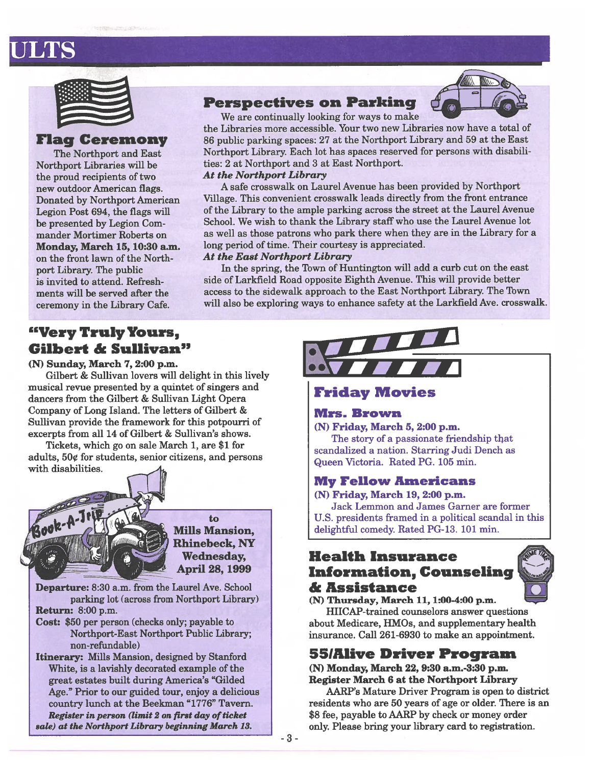# ULTS

## Flag Ceremony

The Northport and East Northport Libraries will be the proud recipients of two new outdoor American flags. Donated by Northport American Legion Post 694, the flags will be presented by Legion Commander Mortimer Roberts on **Monday, March 15, 10:30 a.m.** on the front lawn of the Northport Library. The public is invited to attend. Refreshments will be served after the ceremony in the Library Cafe.

## Perspectives on Parking

We are continually looking for ways to make the Libraries more accessible. Your two new Libraries now have a total of 86 public parking spaces: 27 at the Northport Library and 59 at the East Northport Library. Each lot has spaces reserved for persons with disabilities: 2 at Northport and 3 at East Northport.

***At the Northport Library***

A safe crosswalk on Laurel Avenue has been provided by Northport Village. This convenient crosswalk leads directly from the front entrance of the Library to the ample parking across the street at the Laurel Avenue School. We wish to thank the Library staff who use the Laurel Avenue lot as well as those patrons who park there when they are in the Library for a long period of time. Their courtesy is appreciated.

***At the East Northport Library***

In the spring, the Town of Huntington will add a curb cut on the east side of Larkfield Road opposite Eighth Avenue. This will provide better access to the sidewalk approach to the East Northport Library. The Town will also be exploring ways to enhance safety at the Larkfield Ave. crosswalk.

## "Very Truly Yours, Gilbert & Sullivan"

**(N) Sunday, March 7, 2:00 p.m.**

Gilbert & Sullivan lovers will delight in this lively musical revue presented by a quintet of singers and dancers from the Gilbert & Sullivan Light Opera Company of Long Island. The letters of Gilbert & Sullivan provide the framework for this potpourri of excerpts from all 14 of Gilbert & Sullivan's shows.

Tickets, which go on sale March 1, are $1 for adults, 50¢ for students, senior citizens, and persons with disabilities.

## Book-A-Trip to Mills Mansion, Rhinebeck, NY

**Wednesday, April 28, 1999**

**Departure:** 8:30 a.m. from the Laurel Ave. School parking lot (across from Northport Library)

**Return:** 8:00 p.m.

**Cost:** $50 per person (checks only; payable to Northport-East Northport Public Library; non-refundable)

**Itinerary:** Mills Mansion, designed by Stanford White, is a lavishly decorated example of the great estates built during America's "Gilded Age." Prior to our guided tour, enjoy a delicious country lunch at the Beekman "1776" Tavern.

***Register in person (limit 2 on first day of ticket sale) at the Northport Library beginning March 13.***

## Friday Movies

### Mrs. Brown

**(N) Friday, March 5, 2:00 p.m.**

The story of a passionate friendship that scandalized a nation. Starring Judi Dench as Queen Victoria. Rated PG. 105 min.

### My Fellow Americans

**(N) Friday, March 19, 2:00 p.m.**

Jack Lemmon and James Garner are former U.S. presidents framed in a political scandal in this delightful comedy. Rated PG-13. 101 min.

## Health Insurance Information, Counseling & Assistance

**(N) Thursday, March 11, 1:00-4:00 p.m.**

HIICAP-trained counselors answer questions about Medicare, HMOs, and supplementary health insurance. Call 261-6930 to make an appointment.

## 55/Alive Driver Program

**(N) Monday, March 22, 9:30 a.m.-3:30 p.m.**
**Register March 6 at the Northport Library**

AARP's Mature Driver Program is open to district residents who are 50 years of age or older. There is an $8 fee, payable to AARP by check or money order only. Please bring your library card to registration.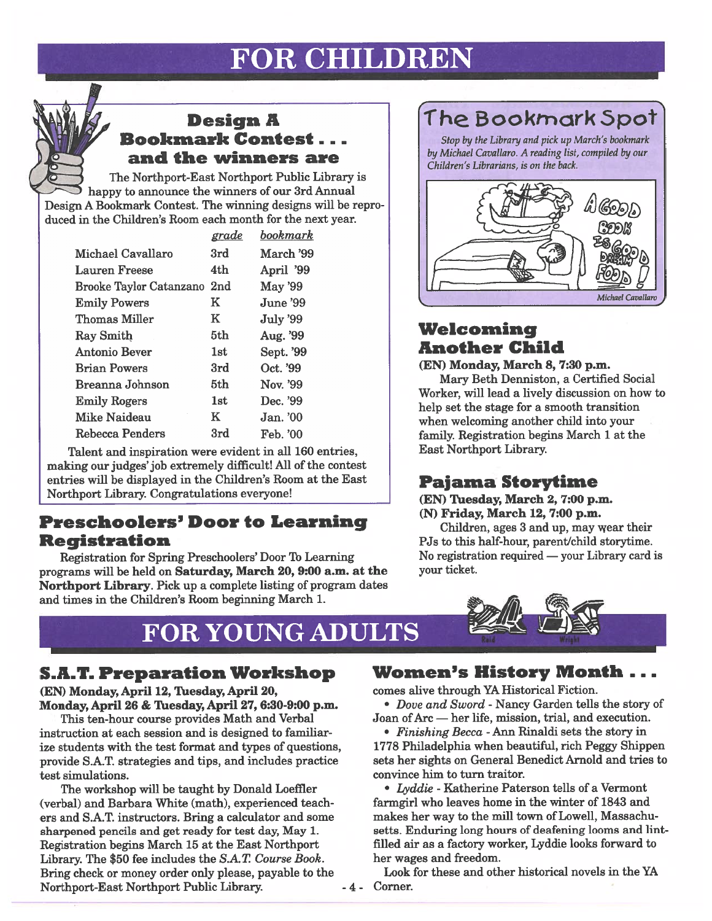# FOR CHILDREN

## Design A Bookmark Contest . . . and the winners are

The Northport-East Northport Public Library is happy to announce the winners of our 3rd Annual Design A Bookmark Contest. The winning designs will be reproduced in the Children's Room each month for the next year.

| | *grade* | *bookmark* |
|---|---|---|
| Michael Cavallaro | 3rd | March '99 |
| Lauren Freese | 4th | April '99 |
| Brooke Taylor Catanzano | 2nd | May '99 |
| Emily Powers | K | June '99 |
| Thomas Miller | K | July '99 |
| Ray Smith | 5th | Aug. '99 |
| Antonio Bever | 1st | Sept. '99 |
| Brian Powers | 3rd | Oct. '99 |
| Breanna Johnson | 5th | Nov. '99 |
| Emily Rogers | 1st | Dec. '99 |
| Mike Naideau | K | Jan. '00 |
| Rebecca Penders | 3rd | Feb. '00 |

Talent and inspiration were evident in all 160 entries, making our judges' job extremely difficult! All of the contest entries will be displayed in the Children's Room at the East Northport Library. Congratulations everyone!

## Preschoolers' Door to Learning Registration

Registration for Spring Preschoolers' Door To Learning programs will be held on **Saturday, March 20, 9:00 a.m. at the Northport Library**. Pick up a complete listing of program dates and times in the Children's Room beginning March 1.

## The Bookmark Spot

*Stop by the Library and pick up March's bookmark by Michael Cavallaro. A reading list, compiled by our Children's Librarians, is on the back.*

A Good Book Is Good Dream Food!

*Michael Cavallaro*

## Welcoming Another Child

**(EN) Monday, March 8, 7:30 p.m.**

Mary Beth Denniston, a Certified Social Worker, will lead a lively discussion on how to help set the stage for a smooth transition when welcoming another child into your family. Registration begins March 1 at the East Northport Library.

## Pajama Storytime

**(EN) Tuesday, March 2, 7:00 p.m.**
**(N) Friday, March 12, 7:00 p.m.**

Children, ages 3 and up, may wear their PJs to this half-hour, parent/child storytime. No registration required — your Library card is your ticket.

# FOR YOUNG ADULTS

## S.A.T. Preparation Workshop

**(EN) Monday, April 12, Tuesday, April 20, Monday, April 26 & Tuesday, April 27, 6:30-9:00 p.m.**

This ten-hour course provides Math and Verbal instruction at each session and is designed to familiarize students with the test format and types of questions, provide S.A.T. strategies and tips, and includes practice test simulations.

The workshop will be taught by Donald Loeffler (verbal) and Barbara White (math), experienced teachers and S.A.T. instructors. Bring a calculator and some sharpened pencils and get ready for test day, May 1. Registration begins March 15 at the East Northport Library. The $50 fee includes the *S.A.T. Course Book*. Bring check or money order only please, payable to the Northport-East Northport Public Library.

## Women's History Month . . .

comes alive through YA Historical Fiction.

- *Dove and Sword* - Nancy Garden tells the story of Joan of Arc — her life, mission, trial, and execution.
- *Finishing Becca* - Ann Rinaldi sets the story in 1778 Philadelphia when beautiful, rich Peggy Shippen sets her sights on General Benedict Arnold and tries to convince him to turn traitor.
- *Lyddie* - Katherine Paterson tells of a Vermont farmgirl who leaves home in the winter of 1843 and makes her way to the mill town of Lowell, Massachusetts. Enduring long hours of deafening looms and lint-filled air as a factory worker, Lyddie looks forward to her wages and freedom.

Look for these and other historical novels in the YA Corner.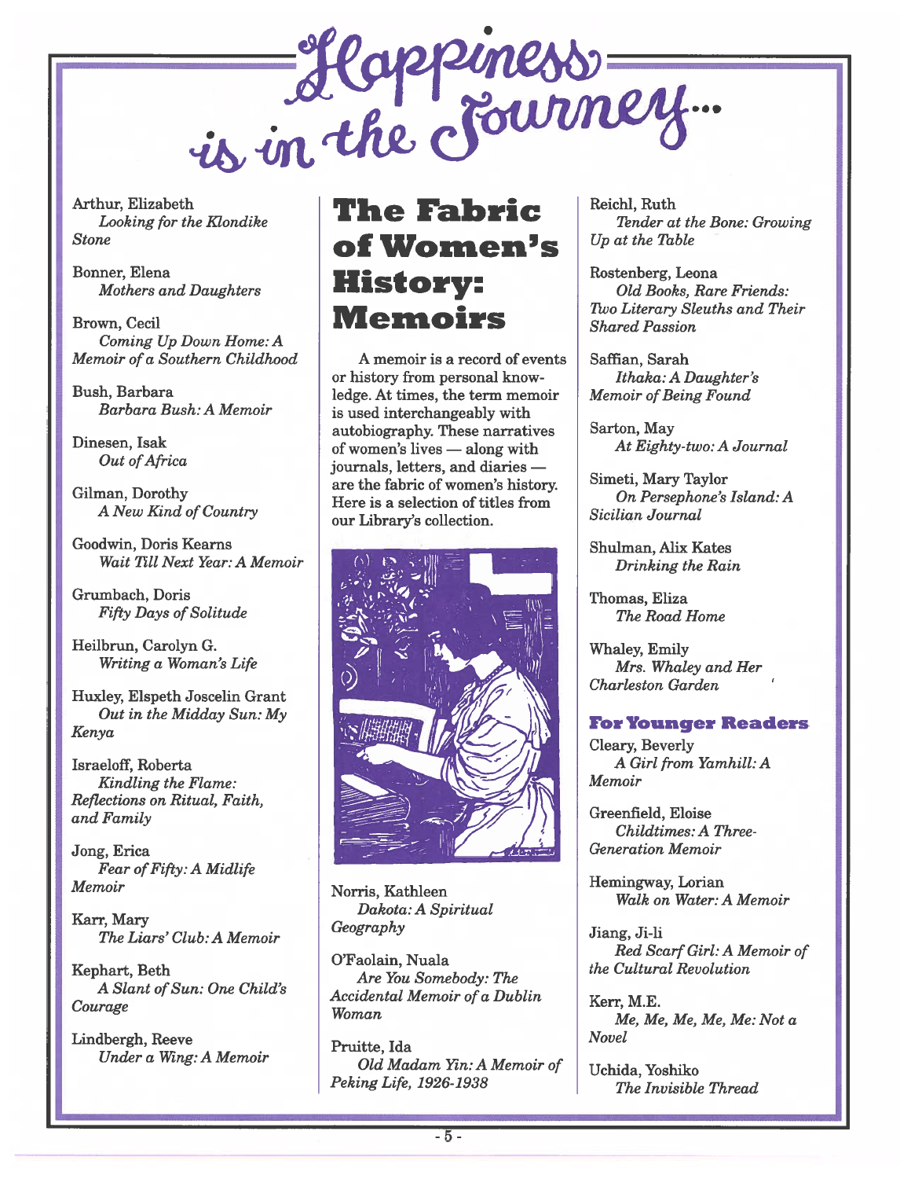# Happiness is in the Journey...

## The Fabric of Women's History: Memoirs

A memoir is a record of events or history from personal knowledge. At times, the term memoir is used interchangeably with autobiography. These narratives of women's lives — along with journals, letters, and diaries — are the fabric of women's history. Here is a selection of titles from our Library's collection.

Arthur, Elizabeth
*Looking for the Klondike Stone*

Bonner, Elena
*Mothers and Daughters*

Brown, Cecil
*Coming Up Down Home: A Memoir of a Southern Childhood*

Bush, Barbara
*Barbara Bush: A Memoir*

Dinesen, Isak
*Out of Africa*

Gilman, Dorothy
*A New Kind of Country*

Goodwin, Doris Kearns
*Wait Till Next Year: A Memoir*

Grumbach, Doris
*Fifty Days of Solitude*

Heilbrun, Carolyn G.
*Writing a Woman's Life*

Huxley, Elspeth Joscelin Grant
*Out in the Midday Sun: My Kenya*

Israeloff, Roberta
*Kindling the Flame: Reflections on Ritual, Faith, and Family*

Jong, Erica
*Fear of Fifty: A Midlife Memoir*

Karr, Mary
*The Liars' Club: A Memoir*

Kephart, Beth
*A Slant of Sun: One Child's Courage*

Lindbergh, Reeve
*Under a Wing: A Memoir*

Norris, Kathleen
*Dakota: A Spiritual Geography*

O'Faolain, Nuala
*Are You Somebody: The Accidental Memoir of a Dublin Woman*

Pruitte, Ida
*Old Madam Yin: A Memoir of Peking Life, 1926-1938*

Reichl, Ruth
*Tender at the Bone: Growing Up at the Table*

Rostenberg, Leona
*Old Books, Rare Friends: Two Literary Sleuths and Their Shared Passion*

Saffian, Sarah
*Ithaka: A Daughter's Memoir of Being Found*

Sarton, May
*At Eighty-two: A Journal*

Simeti, Mary Taylor
*On Persephone's Island: A Sicilian Journal*

Shulman, Alix Kates
*Drinking the Rain*

Thomas, Eliza
*The Road Home*

Whaley, Emily
*Mrs. Whaley and Her Charleston Garden*

### For Younger Readers

Cleary, Beverly
*A Girl from Yamhill: A Memoir*

Greenfield, Eloise
*Childtimes: A Three-Generation Memoir*

Hemingway, Lorian
*Walk on Water: A Memoir*

Jiang, Ji-li
*Red Scarf Girl: A Memoir of the Cultural Revolution*

Kerr, M.E.
*Me, Me, Me, Me, Me: Not a Novel*

Uchida, Yoshiko
*The Invisible Thread*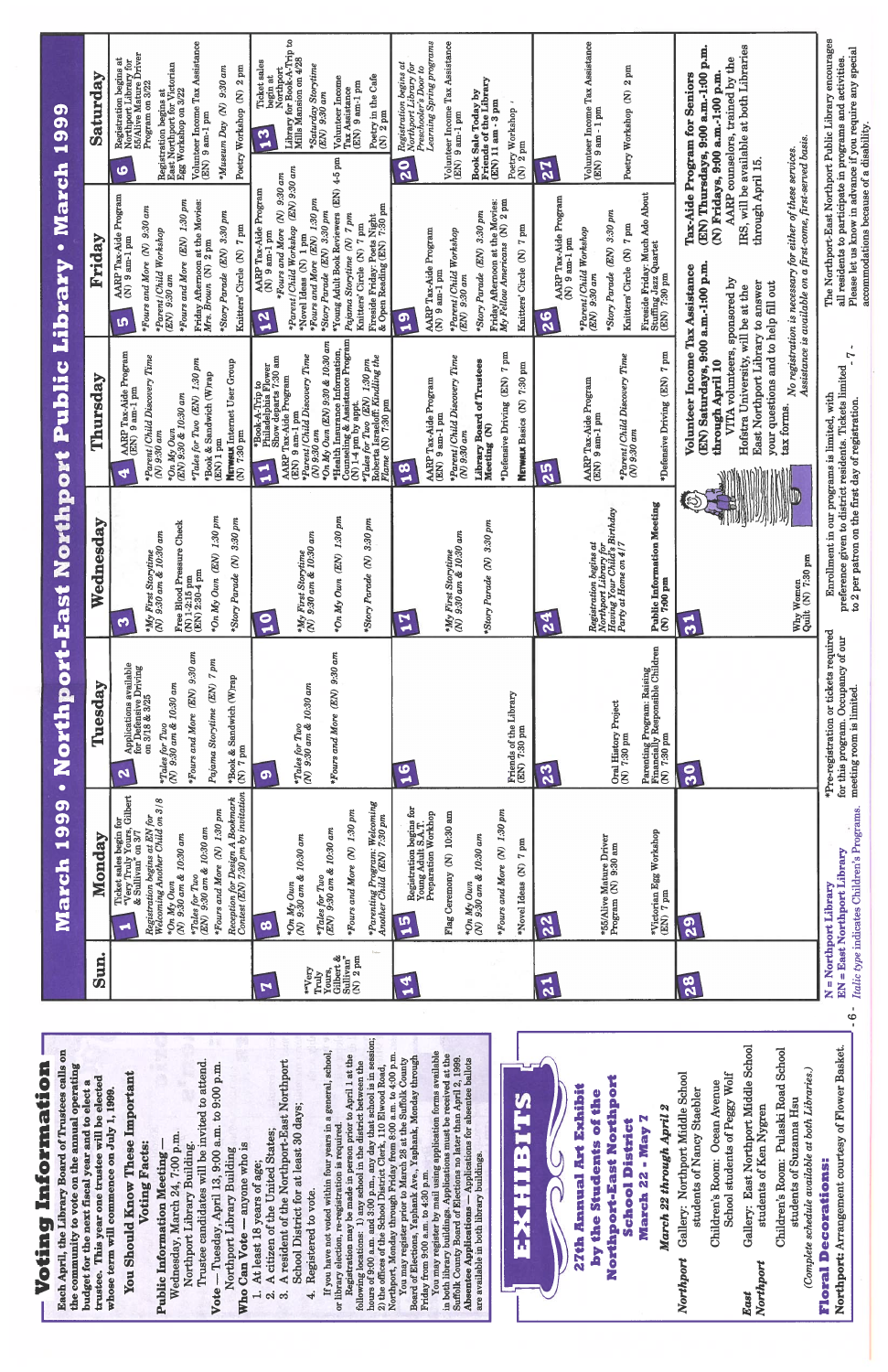# Voting Information

**Each April, the Library Board of Trustees calls on the community to vote on the annual operating budget for the next fiscal year and to elect a trustee. This year one trustee will be elected whose term will commence on July 1, 1999.**

## You Should Know These Important Voting Facts:

**Public Information Meeting** — Wednesday, March 24, 7:00 p.m. Northport Library Building. Trustee candidates will be invited to attend.

**Vote** — Tuesday, April 13, 9:00 a.m. to 9:00 p.m. Northport Library Building

**Who Can Vote** — anyone who is

1. At least 18 years of age;
2. A citizen of the United States;
3. A resident of the Northport-East Northport School District for at least 30 days;
4. Registered to vote.

If you have not voted within four years in a general, school, or library election, re-registration is required.

Registration may be made in person prior to April 1 at the following locations: 1) any school in the district between the hours of 8:00 a.m. and 3:00 p.m. on days that school is in session; 2) the offices of the School District Clerk, 110 Elwood Road, Northport, Monday through Friday from 8:00 a.m. to 4:00 p.m.

You may register prior to March 28 at the Suffolk County Board of Elections, Yaphank Ave., Yaphank, Monday through Friday from 9:00 a.m. to 4:30 p.m.

You may register by mail using application forms available in both library buildings. Applications must be received at the Suffolk County Board of Elections no later than April 2, 1999.

**Absentee Applications** — Applications for absentee ballots are available in both library buildings.

# EXHIBITS

## 27th Annual Art Exhibit by the Students of the Northport-East Northport School District

**March 22 through April 2**

***March 22 through April 2***

**Northport** Gallery: Northport Middle School students of Nancy Staebler

Children's Room: Ocean Avenue School students of Peggy Wolf

**East Northport** Gallery: East Northport Middle School students of Ken Nygren

Children's Room: Pulaski Road School students of Suzanna Hsu

*(Complete schedule available at both Libraries.)*

## Floral Decorations:

**Northport:** Arrangement courtesy of Flower Basket.

# March 1999 • Northport-East Northport Public Library • March 1999

| Sun. | Monday | Tuesday | Wednesday | Thursday | Friday | Saturday |
|---|---|---|---|---|---|---|
| | **1** Ticket sales begin for "Very Truly Yours, Gilbert & Sullivan" on 3/7<br>*Registration begins at EN for Welcoming Another Child on 3/8*<br>*\*On My Own (N) 9:30 am & 10:30 am*<br>*\*Tales for Two (EN) 9:30 am & 10:30 am*<br>\*Fours and More (N) 1:30 pm<br>Reception for Design A Bookmark Contest (EN) 7:30 pm by invitation | **2** Applications available for Defensive Driving on 3/18 & 3/25<br>*\*Tales for Two (N) 9:30 am & 10:30 am*<br>\*Fours and More (EN) 9:30 am<br>*Pajama Storytime (EN) 7 pm*<br>\*Book & Sandwich (W)rap (N) 7 pm | **3** *\*My First Storytime (N) 9:30 am & 10:30 am*<br>Free Blood Pressure Check (N) 1-2:15 pm (EN) 2:30-4 pm<br>*\*On My Own (EN) 1:30 pm*<br>*\*Story Parade (N) 3:30 pm* | **4** AARP Tax-Aide Program (EN) 9 am-1 pm<br>*\*Parent/Child Discovery Time (N) 9:30 am*<br>*\*On My Own (EN) 9:30 & 10:30 am*<br>*\*Tales for Two (EN) 1:30 pm*<br>\*Book & Sandwich (W)rap (EN) 1 pm<br>**Network** Internet User Group (N) 7:30 pm | **5** AARP Tax-Aide Program (N) 9 am-1 pm<br>*\*Fours and More (N) 9:30 am*<br>*\*Parent/Child Workshop (EN) 9:30 am*<br>*\*Fours and More (EN) 1:30 pm*<br>Friday Afternoon at the Movies: Mrs. Brown (N) 2 pm<br>*\*Story Parade (EN) 3:30 pm*<br>Knitters' Circle (N) 7 pm | **6** Registration begins at Northport Library for 55/Alive Mature Driver Program on 3/22<br>Registration begins at East Northport for Victorian Egg Workshop on 3/22<br>Volunteer Income Tax Assistance (EN) 9 am-1 pm<br>*\*Museum Day (N) 9:30 am*<br>Poetry Workshop (N) 2 pm |
| **7** \*\*Very Truly Yours, Gilbert & Sullivan" (N) 2 pm | **8** *\*On My Own (N) 9:30 am & 10:30 am*<br>*\*Tales for Two (EN) 9:30 am & 10:30 am*<br>\*Fours and More (N) 1:30 pm<br>*\*Parenting Program: Welcoming Another Child (EN) 7:30 pm* | **9** *\*Tales for Two (N) 9:30 am & 10:30 am*<br>\*Fours and More (EN) 9:30 am | **10** *\*My First Storytime (N) 9:30 am & 10:30 am*<br>*\*On My Own (EN) 1:30 pm*<br>*\*Story Parade (N) 3:30 pm* | **11** \*Book-A-Trip to Philadelphia Flower Show departs 7:30 am<br>AARP Tax-Aide Program (EN) 9 am-1 pm<br>*\*Parent/Child Discovery Time (N) 9:30 am*<br>*\*On My Own (EN) 9:30 & 10:30 am*<br>\*Health Insurance Information, Counseling and Assistance Program (N) 1-4 pm by appt.<br>*\*Tales for Two (EN) 1:30 pm*<br>Roberta Israeloff: Kindling the Flame (N) 7:30 pm | **12** AARP Tax-Aide Program (N) 9 am-1 pm<br>*\*Fours and More (N) 9:30 am*<br>*\*Parent/Child Workshop (EN) 9:30 am*<br>\*Novel Ideas (N) 1 pm<br>*\*Fours and More (EN) 1:30 pm*<br>*\*Story Parade (EN) 3:30 pm*<br>\*Young Adult Book Reviewers (EN) 4-5 pm<br>*Pajama Storytime (N) 7 pm*<br>Knitters' Circle (N) 7 pm<br>Fireside Friday: Poets Night & Open Reading (EN) 7:30 pm | **13** Ticket sales begin at Northport Library for Book-A-Trip to Mills Mansion on 4/28<br>*\*Saturday Storytime (EN) 9:30 am*<br>Volunteer Income Tax Assistance (EN) 9 am-1 pm<br>Poetry in the Cafe (N) 2 pm |
| **14** | **15** Registration begins for Young Adult S.A.T. Preparation Workshop<br>Flag Ceremony (N) 10:30 am<br>*\*On My Own (N) 9:30 am & 10:30 am*<br>\*Fours and More (N) 1:30 pm<br>\*Novel Ideas (N) 7 pm | **16** Friends of the Library (EN) 7:30 pm | **17** *\*My First Storytime (N) 9:30 am & 10:30 am*<br>*\*Story Parade (N) 3:30 pm* | **18** AARP Tax-Aide Program (EN) 9 am-1 pm<br>*\*Parent/Child Discovery Time (N) 9:30 am*<br>Library Board of Trustees Meeting (N)<br>\*Defensive Driving (EN) 7 pm<br>**Network** Basics (N) 7:30 pm | **19** AARP Tax-Aide Program (N) 9 am-1 pm<br>*\*Parent/Child Workshop (EN) 9:30 am*<br>*\*Story Parade (EN) 3:30 pm*<br>Friday Afternoon at the Movies: My Fellow Americans (N) 2 pm<br>Knitters' Circle (N) 7 pm | **20** *Registration begins at Northport Library for Preschooler's Door to Learning Spring programs*<br>Volunteer Income Tax Assistance (EN) 9 am-1 pm<br>Book Sale Today by Friends of the Library (EN) 11 am - 3 pm<br>Poetry Workshop (N) 2 pm |
| **21** | **22** \*55/Alive Mature Driver Program (N) 9:30 am<br>\*Victorian Egg Workshop (EN) 7 pm | **23** Oral History Project (N) 7:30 pm<br>Parenting Program: Raising Financially Responsible Children (N) 7:30 pm | **24** *Registration begins at Northport Library for Having Your Child's Birthday Party at Home on 4/7*<br>**Public Information Meeting (N) 7:00 pm** | **25** AARP Tax-Aide Program (EN) 9 am-1 pm<br>*\*Parent/Child Discovery Time (N) 9:30 am*<br>\*Defensive Driving (EN) 7 pm | **26** AARP Tax-Aide Program (N) 9 am-1 pm<br>*\*Parent/Child Workshop (EN) 9:30 am*<br>*\*Story Parade (EN) 3:30 pm*<br>Knitters' Circle (N) 7 pm<br>Fireside Friday: Much Ado About Stuffing Jazz Quartet (EN) 7:30 pm | **27** Volunteer Income Tax Assistance (EN) 9 am - 1 pm<br>Poetry Workshop (N) 2 pm |
| **28** | **29** | **30** | **31** Why Women Quilt (N) 7:30 pm | | | |

**Volunteer Income Tax Assistance (EN) Saturdays, 9:00 a.m.-1:00 p.m. through April 10**

VITA volunteers, sponsored by Hofstra University, will be at the East Northport Library to answer your questions and to help fill out tax forms.

**Tax-Aide Program for Seniors (EN) Thursdays, 9:00 a.m.-1:00 p.m. (N) Fridays, 9:00 a.m.-1:00 p.m.**

AARP counselors, trained by the IRS, will be available at both Libraries through April 15.

*No registration is necessary for either of these services. Assistance is available on a first-come, first-served basis.*

N = Northport Library
EN = East Northport Library
*Italic type indicates Children's Programs.*

\*Pre-registration or tickets required for this program. Occupancy of our meeting room is limited.

Enrollment in our programs is limited, with preference given to district residents. Tickets limited to 2 per patron on the first day of registration.

The Northport-East Northport Public Library encourages all residents to participate in programs and activities. Please let us know in advance if you require any special accommodations because of a disability.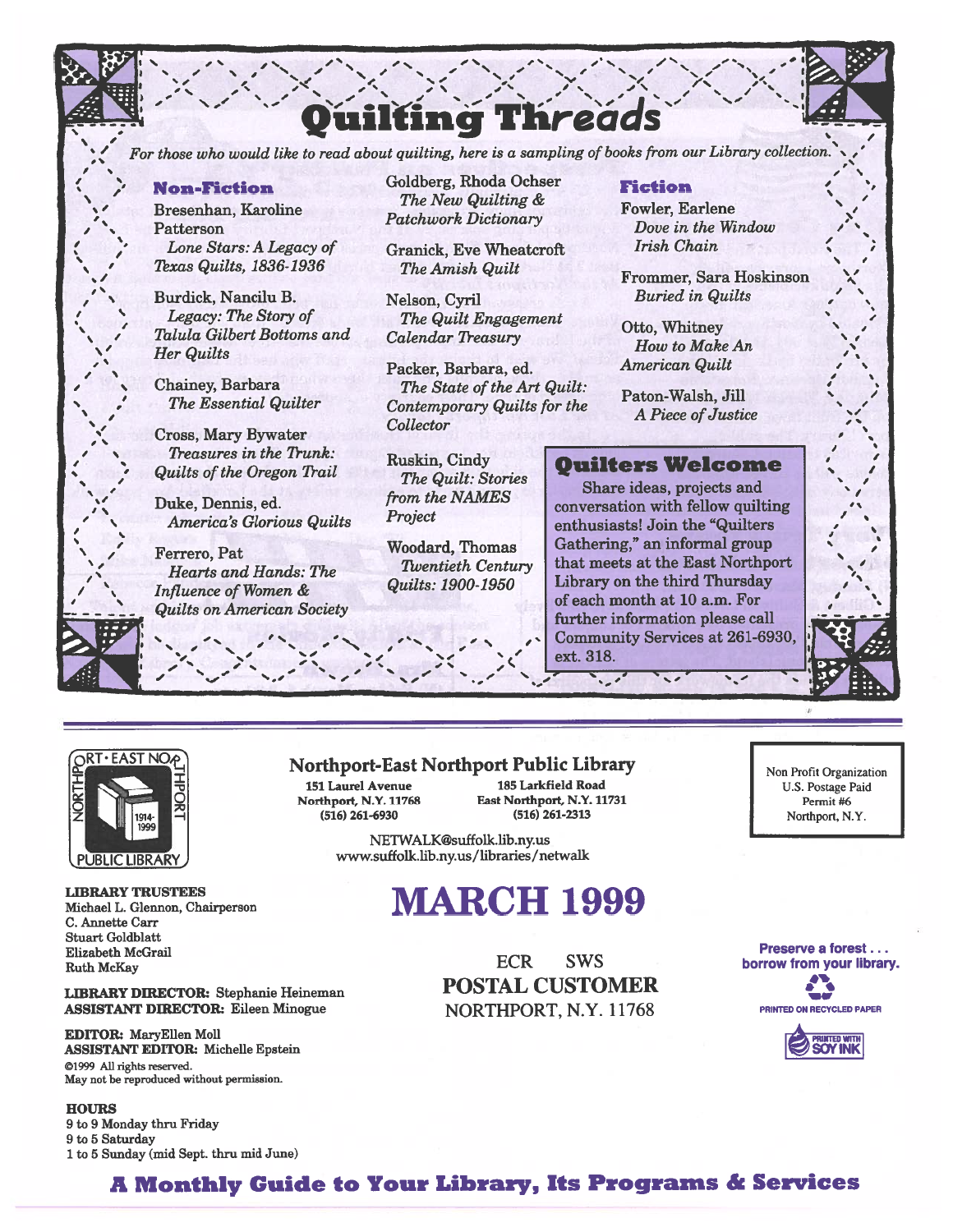# Quilting Threads

*For those who would like to read about quilting, here is a sampling of books from our Library collection.*

## Non-Fiction

Bresenhan, Karoline Patterson
*Lone Stars: A Legacy of Texas Quilts, 1836-1936*

Burdick, Nancilu B.
*Legacy: The Story of Talula Gilbert Bottoms and Her Quilts*

Chainey, Barbara
*The Essential Quilter*

Cross, Mary Bywater
*Treasures in the Trunk: Quilts of the Oregon Trail*

Duke, Dennis, ed.
*America's Glorious Quilts*

Ferrero, Pat
*Hearts and Hands: The Influence of Women & Quilts on American Society*

Goldberg, Rhoda Ochser
*The New Quilting & Patchwork Dictionary*

Granick, Eve Wheatcroft
*The Amish Quilt*

Nelson, Cyril
*The Quilt Engagement Calendar Treasury*

Packer, Barbara, ed.
*The State of the Art Quilt: Contemporary Quilts for the Collector*

Ruskin, Cindy
*The Quilt: Stories from the NAMES Project*

Woodard, Thomas
*Twentieth Century Quilts: 1900-1950*

## Fiction

Fowler, Earlene
*Dove in the Window*
*Irish Chain*

Frommer, Sara Hoskinson
*Buried in Quilts*

Otto, Whitney
*How to Make An American Quilt*

Paton-Walsh, Jill
*A Piece of Justice*

## Quilters Welcome

Share ideas, projects and conversation with fellow quilting enthusiasts! Join the "Quilters Gathering," an informal group that meets at the East Northport Library on the third Thursday of each month at 10 a.m. For further information please call Community Services at 261-6930, ext. 318.

---

NORTHPORT · EAST NORTHPORT PUBLIC LIBRARY 1914-1999

## Northport-East Northport Public Library

151 Laurel Avenue
Northport, N.Y. 11768
(516) 261-6930

185 Larkfield Road
East Northport, N.Y. 11731
(516) 261-2313

NETWALK@suffolk.lib.ny.us
www.suffolk.lib.ny.us/libraries/netwalk

Non Profit Organization
U.S. Postage Paid
Permit #6
Northport, N.Y.

# MARCH 1999

ECR SWS
**POSTAL CUSTOMER**
NORTHPORT, N.Y. 11768

**LIBRARY TRUSTEES**
Michael L. Glennon, Chairperson
C. Annette Carr
Stuart Goldblatt
Elizabeth McGrail
Ruth McKay

**LIBRARY DIRECTOR:** Stephanie Heineman
**ASSISTANT DIRECTOR:** Eileen Minogue

**EDITOR:** MaryEllen Moll
**ASSISTANT EDITOR:** Michelle Epstein
©1999 All rights reserved.
May not be reproduced without permission.

**HOURS**
9 to 9 Monday thru Friday
9 to 5 Saturday
1 to 5 Sunday (mid Sept. thru mid June)

**Preserve a forest . . . borrow from your library.**

PRINTED ON RECYCLED PAPER

PRINTED WITH SOY INK

**A Monthly Guide to Your Library, Its Programs & Services**